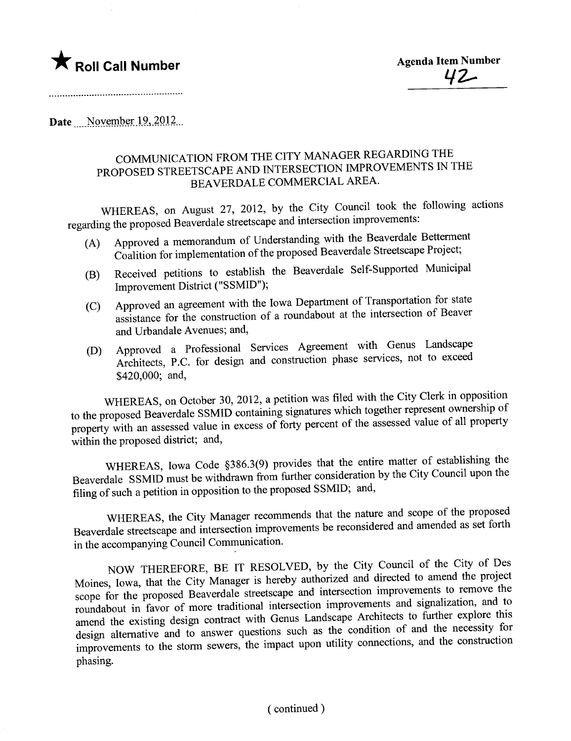★ **Roll Call Number**

**Agenda Item Number**
42

Date November 19, 2012

COMMUNICATION FROM THE CITY MANAGER REGARDING THE PROPOSED STREETSCAPE AND INTERSECTION IMPROVEMENTS IN THE BEAVERDALE COMMERCIAL AREA.

WHEREAS, on August 27, 2012, by the City Council took the following actions regarding the proposed Beaverdale streetscape and intersection improvements:

(A) Approved a memorandum of Understanding with the Beaverdale Betterment Coalition for implementation of the proposed Beaverdale Streetscape Project;

(B) Received petitions to establish the Beaverdale Self-Supported Municipal Improvement District ("SSMID");

(C) Approved an agreement with the Iowa Department of Transportation for state assistance for the construction of a roundabout at the intersection of Beaver and Urbandale Avenues; and,

(D) Approved a Professional Services Agreement with Genus Landscape Architects, P.C. for design and construction phase services, not to exceed $420,000; and,

WHEREAS, on October 30, 2012, a petition was filed with the City Clerk in opposition to the proposed Beaverdale SSMID containing signatures which together represent ownership of property with an assessed value in excess of forty percent of the assessed value of all property within the proposed district; and,

WHEREAS, Iowa Code §386.3(9) provides that the entire matter of establishing the Beaverdale SSMID must be withdrawn from further consideration by the City Council upon the filing of such a petition in opposition to the proposed SSMID; and,

WHEREAS, the City Manager recommends that the nature and scope of the proposed Beaverdale streetscape and intersection improvements be reconsidered and amended as set forth in the accompanying Council Communication.

NOW THEREFORE, BE IT RESOLVED, by the City Council of the City of Des Moines, Iowa, that the City Manager is hereby authorized and directed to amend the project scope for the proposed Beaverdale streetscape and intersection improvements to remove the roundabout in favor of more traditional intersection improvements and signalization, and to amend the existing design contract with Genus Landscape Architects to further explore this design alternative and to answer questions such as the condition of and the necessity for improvements to the storm sewers, the impact upon utility connections, and the construction phasing.

( continued )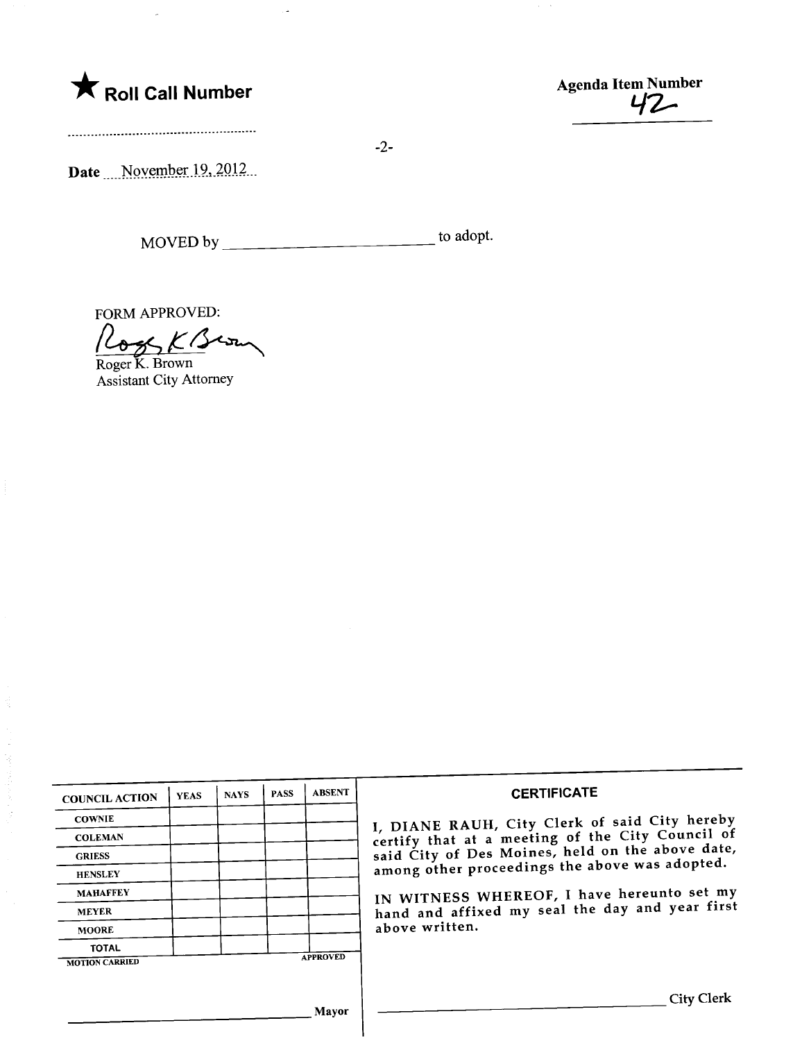★ **Roll Call Number**

.....................................................

**Agenda Item Number**
42

Date November 19, 2012

MOVED by ________________________ to adopt.

FORM APPROVED:

Roger K. Brown
Assistant City Attorney

| COUNCIL ACTION | YEAS | NAYS | PASS | ABSENT |
|---|---|---|---|---|
| COWNIE | | | | |
| COLEMAN | | | | |
| GRIESS | | | | |
| HENSLEY | | | | |
| MAHAFFEY | | | | |
| MEYER | | | | |
| MOORE | | | | |
| TOTAL | | | | |

MOTION CARRIED APPROVED

________________________ Mayor

**CERTIFICATE**

I, DIANE RAUH, City Clerk of said City hereby certify that at a meeting of the City Council of said City of Des Moines, held on the above date, among other proceedings the above was adopted.

IN WITNESS WHEREOF, I have hereunto set my hand and affixed my seal the day and year first above written.

________________________ City Clerk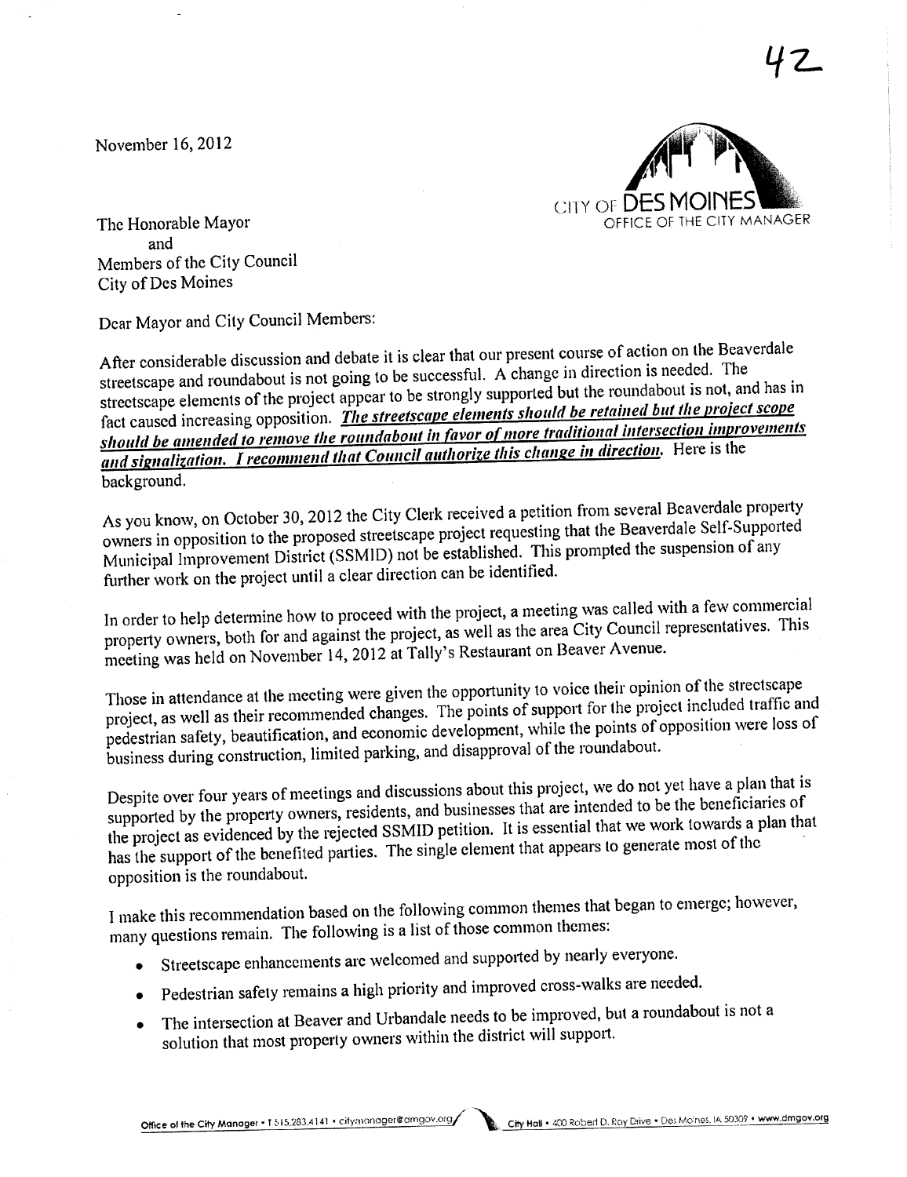42

November 16, 2012

CITY OF DES MOINES
OFFICE OF THE CITY MANAGER

The Honorable Mayor
and
Members of the City Council
City of Des Moines

Dear Mayor and City Council Members:

After considerable discussion and debate it is clear that our present course of action on the Beaverdale streetscape and roundabout is not going to be successful. A change in direction is needed. The streetscape elements of the project appear to be strongly supported but the roundabout is not, and has in fact caused increasing opposition. ***The streetscape elements should be retained but the project scope should be amended to remove the roundabout in favor of more traditional intersection improvements and signalization. I recommend that Council authorize this change in direction.*** Here is the background.

As you know, on October 30, 2012 the City Clerk received a petition from several Beaverdale property owners in opposition to the proposed streetscape project requesting that the Beaverdale Self-Supported Municipal Improvement District (SSMID) not be established. This prompted the suspension of any further work on the project until a clear direction can be identified.

In order to help determine how to proceed with the project, a meeting was called with a few commercial property owners, both for and against the project, as well as the area City Council representatives. This meeting was held on November 14, 2012 at Tally's Restaurant on Beaver Avenue.

Those in attendance at the meeting were given the opportunity to voice their opinion of the streetscape project, as well as their recommended changes. The points of support for the project included traffic and pedestrian safety, beautification, and economic development, while the points of opposition were loss of business during construction, limited parking, and disapproval of the roundabout.

Despite over four years of meetings and discussions about this project, we do not yet have a plan that is supported by the property owners, residents, and businesses that are intended to be the beneficiaries of the project as evidenced by the rejected SSMID petition. It is essential that we work towards a plan that has the support of the benefited parties. The single element that appears to generate most of the opposition is the roundabout.

I make this recommendation based on the following common themes that began to emerge; however, many questions remain. The following is a list of those common themes:

- Streetscape enhancements are welcomed and supported by nearly everyone.
- Pedestrian safety remains a high priority and improved cross-walks are needed.
- The intersection at Beaver and Urbandale needs to be improved, but a roundabout is not a solution that most property owners within the district will support.

Office of the City Manager • T 515.283.4141 • citymanager@dmgov.org City Hall • 400 Robert D. Ray Drive • Des Moines, IA 50309 • www.dmgov.org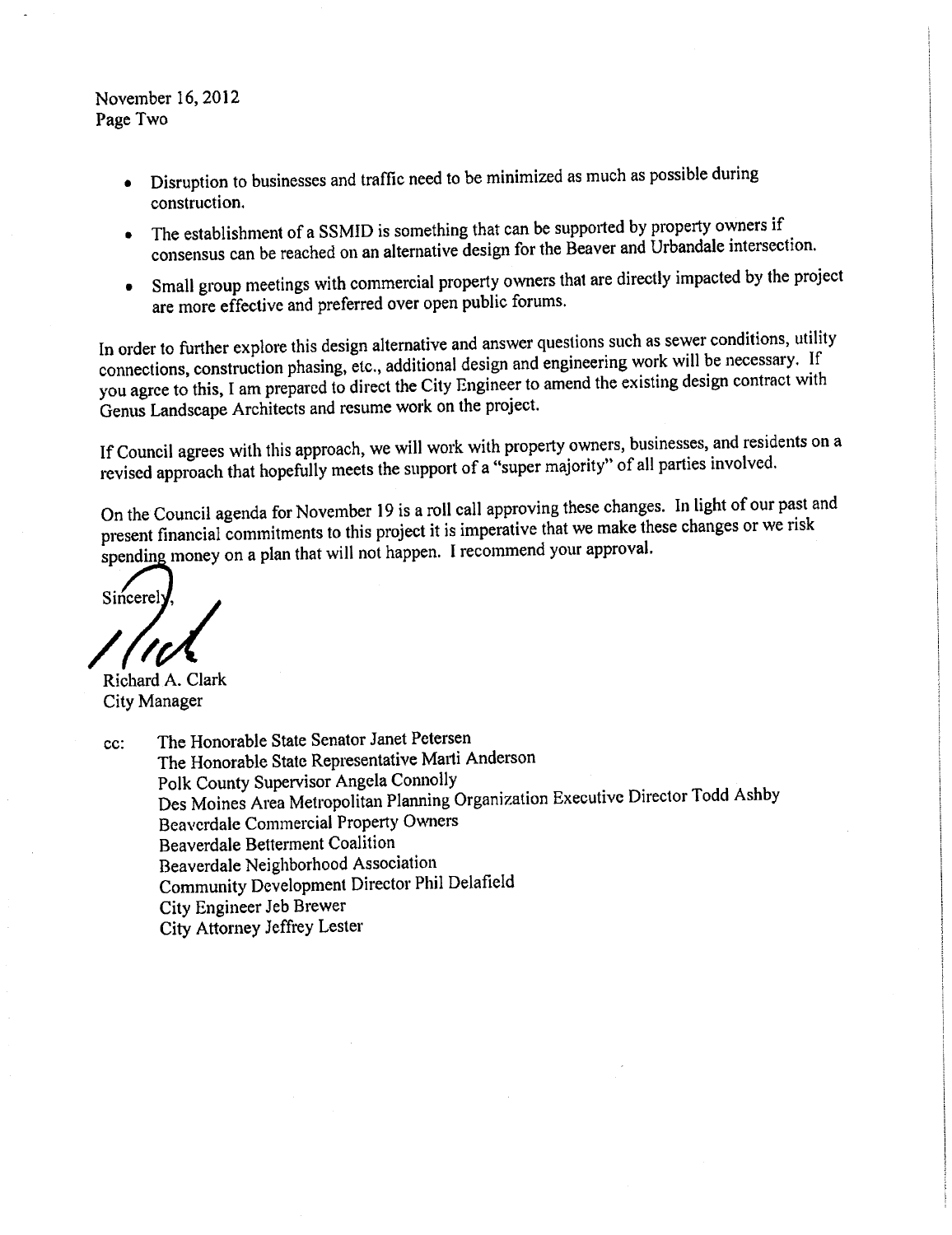November 16, 2012
Page Two

- Disruption to businesses and traffic need to be minimized as much as possible during construction.
- The establishment of a SSMID is something that can be supported by property owners if consensus can be reached on an alternative design for the Beaver and Urbandale intersection.
- Small group meetings with commercial property owners that are directly impacted by the project are more effective and preferred over open public forums.

In order to further explore this design alternative and answer questions such as sewer conditions, utility connections, construction phasing, etc., additional design and engineering work will be necessary. If you agree to this, I am prepared to direct the City Engineer to amend the existing design contract with Genus Landscape Architects and resume work on the project.

If Council agrees with this approach, we will work with property owners, businesses, and residents on a revised approach that hopefully meets the support of a "super majority" of all parties involved.

On the Council agenda for November 19 is a roll call approving these changes. In light of our past and present financial commitments to this project it is imperative that we make these changes or we risk spending money on a plan that will not happen. I recommend your approval.

Sincerely,

Rick

Richard A. Clark
City Manager

cc: The Honorable State Senator Janet Petersen
The Honorable State Representative Marti Anderson
Polk County Supervisor Angela Connolly
Des Moines Area Metropolitan Planning Organization Executive Director Todd Ashby
Beaverdale Commercial Property Owners
Beaverdale Betterment Coalition
Beaverdale Neighborhood Association
Community Development Director Phil Delafield
City Engineer Jeb Brewer
City Attorney Jeffrey Lester